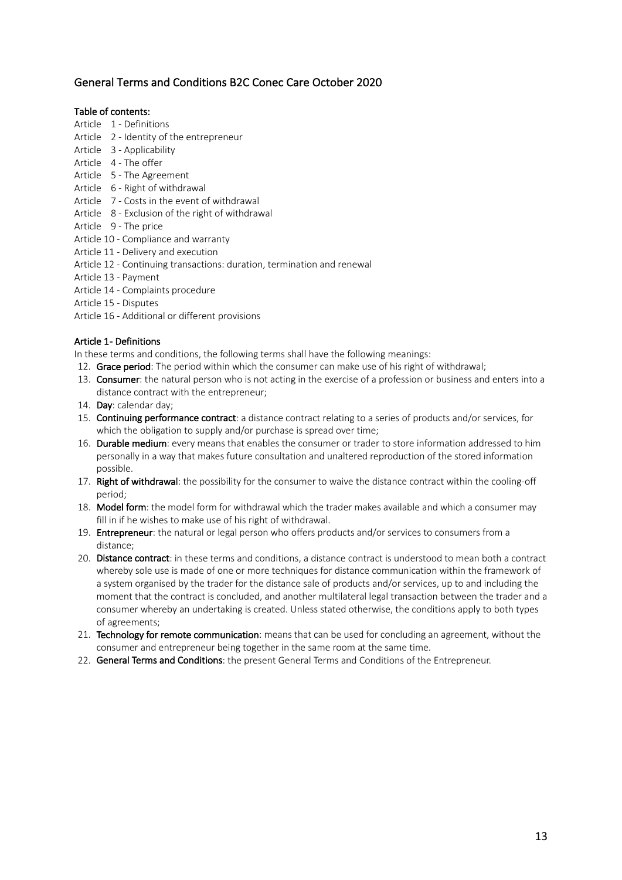## General Terms and Conditions B2C Conec Care October 2020

**Table of contents:**

Article 1 - Definitions
Article 2 - Identity of the entrepreneur
Article 3 - Applicability
Article 4 - The offer
Article 5 - The Agreement
Article 6 - Right of withdrawal
Article 7 - Costs in the event of withdrawal
Article 8 - Exclusion of the right of withdrawal
Article 9 - The price
Article 10 - Compliance and warranty
Article 11 - Delivery and execution
Article 12 - Continuing transactions: duration, termination and renewal
Article 13 - Payment
Article 14 - Complaints procedure
Article 15 - Disputes
Article 16 - Additional or different provisions

### Article 1- Definitions

In these terms and conditions, the following terms shall have the following meanings:

12. **Grace period**: The period within which the consumer can make use of his right of withdrawal;
13. **Consumer**: the natural person who is not acting in the exercise of a profession or business and enters into a distance contract with the entrepreneur;
14. **Day**: calendar day;
15. **Continuing performance contract**: a distance contract relating to a series of products and/or services, for which the obligation to supply and/or purchase is spread over time;
16. **Durable medium**: every means that enables the consumer or trader to store information addressed to him personally in a way that makes future consultation and unaltered reproduction of the stored information possible.
17. **Right of withdrawal**: the possibility for the consumer to waive the distance contract within the cooling-off period;
18. **Model form**: the model form for withdrawal which the trader makes available and which a consumer may fill in if he wishes to make use of his right of withdrawal.
19. **Entrepreneur**: the natural or legal person who offers products and/or services to consumers from a distance;
20. **Distance contract**: in these terms and conditions, a distance contract is understood to mean both a contract whereby sole use is made of one or more techniques for distance communication within the framework of a system organised by the trader for the distance sale of products and/or services, up to and including the moment that the contract is concluded, and another multilateral legal transaction between the trader and a consumer whereby an undertaking is created. Unless stated otherwise, the conditions apply to both types of agreements;
21. **Technology for remote communication**: means that can be used for concluding an agreement, without the consumer and entrepreneur being together in the same room at the same time.
22. **General Terms and Conditions**: the present General Terms and Conditions of the Entrepreneur.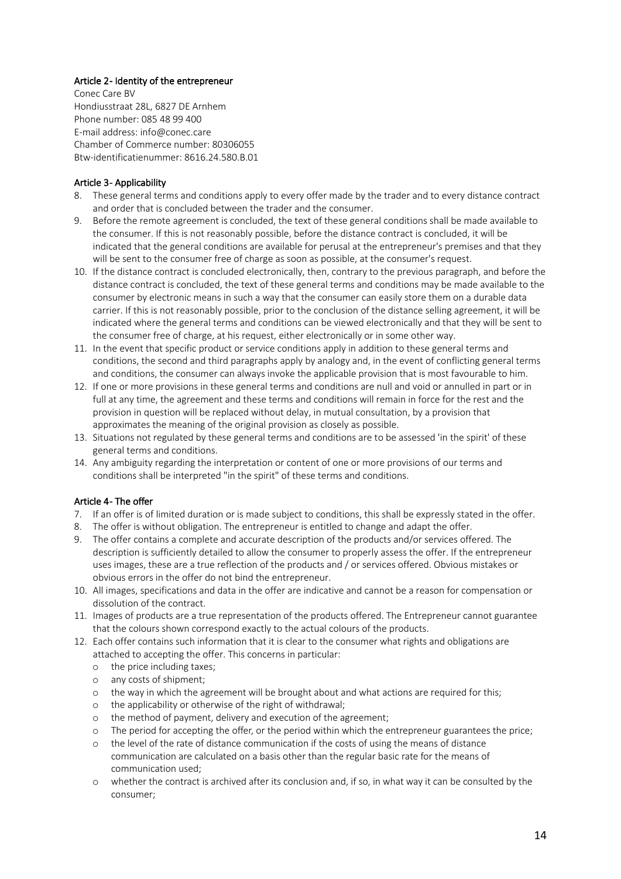#### Article 2- Identity of the entrepreneur

Conec Care BV
Hondiusstraat 28L, 6827 DE Arnhem
Phone number: 085 48 99 400
E-mail address: info@conec.care
Chamber of Commerce number: 80306055
Btw-identificatienummer: 8616.24.580.B.01

#### Article 3- Applicability

8. These general terms and conditions apply to every offer made by the trader and to every distance contract and order that is concluded between the trader and the consumer.
9. Before the remote agreement is concluded, the text of these general conditions shall be made available to the consumer. If this is not reasonably possible, before the distance contract is concluded, it will be indicated that the general conditions are available for perusal at the entrepreneur's premises and that they will be sent to the consumer free of charge as soon as possible, at the consumer's request.
10. If the distance contract is concluded electronically, then, contrary to the previous paragraph, and before the distance contract is concluded, the text of these general terms and conditions may be made available to the consumer by electronic means in such a way that the consumer can easily store them on a durable data carrier. If this is not reasonably possible, prior to the conclusion of the distance selling agreement, it will be indicated where the general terms and conditions can be viewed electronically and that they will be sent to the consumer free of charge, at his request, either electronically or in some other way.
11. In the event that specific product or service conditions apply in addition to these general terms and conditions, the second and third paragraphs apply by analogy and, in the event of conflicting general terms and conditions, the consumer can always invoke the applicable provision that is most favourable to him.
12. If one or more provisions in these general terms and conditions are null and void or annulled in part or in full at any time, the agreement and these terms and conditions will remain in force for the rest and the provision in question will be replaced without delay, in mutual consultation, by a provision that approximates the meaning of the original provision as closely as possible.
13. Situations not regulated by these general terms and conditions are to be assessed 'in the spirit' of these general terms and conditions.
14. Any ambiguity regarding the interpretation or content of one or more provisions of our terms and conditions shall be interpreted "in the spirit" of these terms and conditions.

#### Article 4- The offer

7. If an offer is of limited duration or is made subject to conditions, this shall be expressly stated in the offer.
8. The offer is without obligation. The entrepreneur is entitled to change and adapt the offer.
9. The offer contains a complete and accurate description of the products and/or services offered. The description is sufficiently detailed to allow the consumer to properly assess the offer. If the entrepreneur uses images, these are a true reflection of the products and / or services offered. Obvious mistakes or obvious errors in the offer do not bind the entrepreneur.
10. All images, specifications and data in the offer are indicative and cannot be a reason for compensation or dissolution of the contract.
11. Images of products are a true representation of the products offered. The Entrepreneur cannot guarantee that the colours shown correspond exactly to the actual colours of the products.
12. Each offer contains such information that it is clear to the consumer what rights and obligations are attached to accepting the offer. This concerns in particular:
    - the price including taxes;
    - any costs of shipment;
    - the way in which the agreement will be brought about and what actions are required for this;
    - the applicability or otherwise of the right of withdrawal;
    - the method of payment, delivery and execution of the agreement;
    - The period for accepting the offer, or the period within which the entrepreneur guarantees the price;
    - the level of the rate of distance communication if the costs of using the means of distance communication are calculated on a basis other than the regular basic rate for the means of communication used;
    - whether the contract is archived after its conclusion and, if so, in what way it can be consulted by the consumer;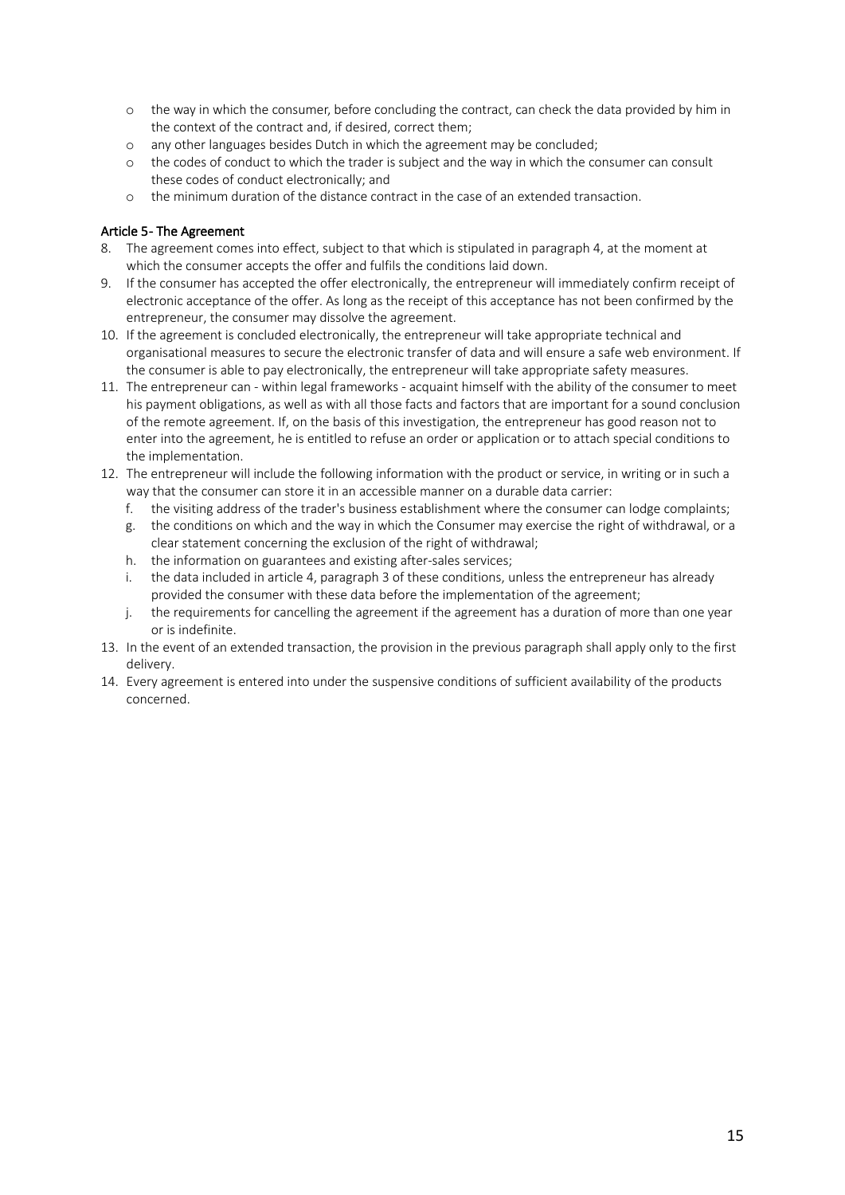- the way in which the consumer, before concluding the contract, can check the data provided by him in the context of the contract and, if desired, correct them;
- any other languages besides Dutch in which the agreement may be concluded;
- the codes of conduct to which the trader is subject and the way in which the consumer can consult these codes of conduct electronically; and
- the minimum duration of the distance contract in the case of an extended transaction.

### Article 5- The Agreement

8. The agreement comes into effect, subject to that which is stipulated in paragraph 4, at the moment at which the consumer accepts the offer and fulfils the conditions laid down.
9. If the consumer has accepted the offer electronically, the entrepreneur will immediately confirm receipt of electronic acceptance of the offer. As long as the receipt of this acceptance has not been confirmed by the entrepreneur, the consumer may dissolve the agreement.
10. If the agreement is concluded electronically, the entrepreneur will take appropriate technical and organisational measures to secure the electronic transfer of data and will ensure a safe web environment. If the consumer is able to pay electronically, the entrepreneur will take appropriate safety measures.
11. The entrepreneur can - within legal frameworks - acquaint himself with the ability of the consumer to meet his payment obligations, as well as with all those facts and factors that are important for a sound conclusion of the remote agreement. If, on the basis of this investigation, the entrepreneur has good reason not to enter into the agreement, he is entitled to refuse an order or application or to attach special conditions to the implementation.
12. The entrepreneur will include the following information with the product or service, in writing or in such a way that the consumer can store it in an accessible manner on a durable data carrier:
    f. the visiting address of the trader's business establishment where the consumer can lodge complaints;
    g. the conditions on which and the way in which the Consumer may exercise the right of withdrawal, or a clear statement concerning the exclusion of the right of withdrawal;
    h. the information on guarantees and existing after-sales services;
    i. the data included in article 4, paragraph 3 of these conditions, unless the entrepreneur has already provided the consumer with these data before the implementation of the agreement;
    j. the requirements for cancelling the agreement if the agreement has a duration of more than one year or is indefinite.
13. In the event of an extended transaction, the provision in the previous paragraph shall apply only to the first delivery.
14. Every agreement is entered into under the suspensive conditions of sufficient availability of the products concerned.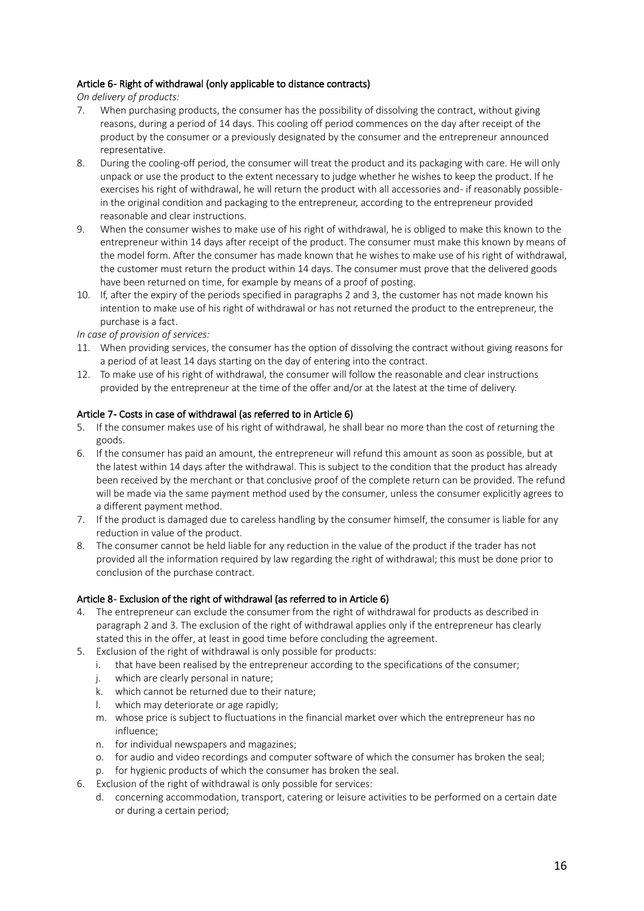### Article 6- Right of withdrawal (only applicable to distance contracts)

*On delivery of products:*

7. When purchasing products, the consumer has the possibility of dissolving the contract, without giving reasons, during a period of 14 days. This cooling off period commences on the day after receipt of the product by the consumer or a previously designated by the consumer and the entrepreneur announced representative.
8. During the cooling-off period, the consumer will treat the product and its packaging with care. He will only unpack or use the product to the extent necessary to judge whether he wishes to keep the product. If he exercises his right of withdrawal, he will return the product with all accessories and- if reasonably possible- in the original condition and packaging to the entrepreneur, according to the entrepreneur provided reasonable and clear instructions.
9. When the consumer wishes to make use of his right of withdrawal, he is obliged to make this known to the entrepreneur within 14 days after receipt of the product. The consumer must make this known by means of the model form. After the consumer has made known that he wishes to make use of his right of withdrawal, the customer must return the product within 14 days. The consumer must prove that the delivered goods have been returned on time, for example by means of a proof of posting.
10. If, after the expiry of the periods specified in paragraphs 2 and 3, the customer has not made known his intention to make use of his right of withdrawal or has not returned the product to the entrepreneur, the purchase is a fact.

*In case of provision of services:*

11. When providing services, the consumer has the option of dissolving the contract without giving reasons for a period of at least 14 days starting on the day of entering into the contract.
12. To make use of his right of withdrawal, the consumer will follow the reasonable and clear instructions provided by the entrepreneur at the time of the offer and/or at the latest at the time of delivery.

### Article 7- Costs in case of withdrawal (as referred to in Article 6)

5. If the consumer makes use of his right of withdrawal, he shall bear no more than the cost of returning the goods.
6. If the consumer has paid an amount, the entrepreneur will refund this amount as soon as possible, but at the latest within 14 days after the withdrawal. This is subject to the condition that the product has already been received by the merchant or that conclusive proof of the complete return can be provided. The refund will be made via the same payment method used by the consumer, unless the consumer explicitly agrees to a different payment method.
7. If the product is damaged due to careless handling by the consumer himself, the consumer is liable for any reduction in value of the product.
8. The consumer cannot be held liable for any reduction in the value of the product if the trader has not provided all the information required by law regarding the right of withdrawal; this must be done prior to conclusion of the purchase contract.

### Article 8- Exclusion of the right of withdrawal (as referred to in Article 6)

4. The entrepreneur can exclude the consumer from the right of withdrawal for products as described in paragraph 2 and 3. The exclusion of the right of withdrawal applies only if the entrepreneur has clearly stated this in the offer, at least in good time before concluding the agreement.
5. Exclusion of the right of withdrawal is only possible for products:
   i. that have been realised by the entrepreneur according to the specifications of the consumer;
   j. which are clearly personal in nature;
   k. which cannot be returned due to their nature;
   l. which may deteriorate or age rapidly;
   m. whose price is subject to fluctuations in the financial market over which the entrepreneur has no influence;
   n. for individual newspapers and magazines;
   o. for audio and video recordings and computer software of which the consumer has broken the seal;
   p. for hygienic products of which the consumer has broken the seal.
6. Exclusion of the right of withdrawal is only possible for services:
   d. concerning accommodation, transport, catering or leisure activities to be performed on a certain date or during a certain period;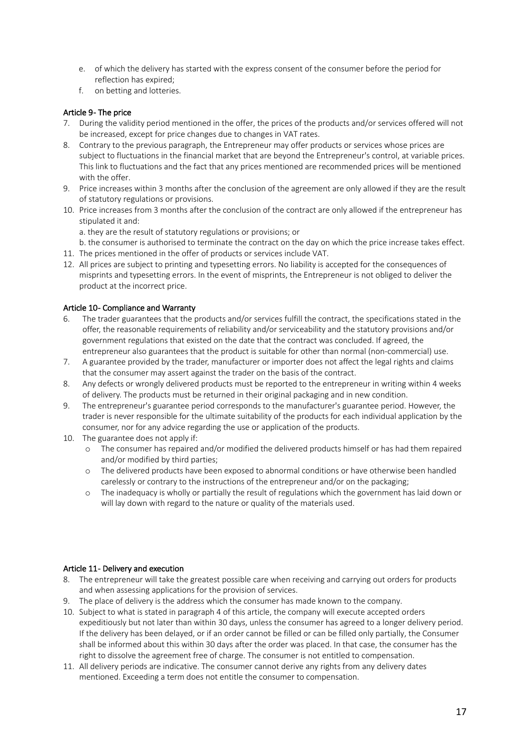e. of which the delivery has started with the express consent of the consumer before the period for reflection has expired;
f. on betting and lotteries.

### Article 9- The price

7. During the validity period mentioned in the offer, the prices of the products and/or services offered will not be increased, except for price changes due to changes in VAT rates.
8. Contrary to the previous paragraph, the Entrepreneur may offer products or services whose prices are subject to fluctuations in the financial market that are beyond the Entrepreneur's control, at variable prices. This link to fluctuations and the fact that any prices mentioned are recommended prices will be mentioned with the offer.
9. Price increases within 3 months after the conclusion of the agreement are only allowed if they are the result of statutory regulations or provisions.
10. Price increases from 3 months after the conclusion of the contract are only allowed if the entrepreneur has stipulated it and:
    a. they are the result of statutory regulations or provisions; or
    b. the consumer is authorised to terminate the contract on the day on which the price increase takes effect.
11. The prices mentioned in the offer of products or services include VAT.
12. All prices are subject to printing and typesetting errors. No liability is accepted for the consequences of misprints and typesetting errors. In the event of misprints, the Entrepreneur is not obliged to deliver the product at the incorrect price.

### Article 10- Compliance and Warranty

6. The trader guarantees that the products and/or services fulfill the contract, the specifications stated in the offer, the reasonable requirements of reliability and/or serviceability and the statutory provisions and/or government regulations that existed on the date that the contract was concluded. If agreed, the entrepreneur also guarantees that the product is suitable for other than normal (non-commercial) use.
7. A guarantee provided by the trader, manufacturer or importer does not affect the legal rights and claims that the consumer may assert against the trader on the basis of the contract.
8. Any defects or wrongly delivered products must be reported to the entrepreneur in writing within 4 weeks of delivery. The products must be returned in their original packaging and in new condition.
9. The entrepreneur's guarantee period corresponds to the manufacturer's guarantee period. However, the trader is never responsible for the ultimate suitability of the products for each individual application by the consumer, nor for any advice regarding the use or application of the products.
10. The guarantee does not apply if:
    - The consumer has repaired and/or modified the delivered products himself or has had them repaired and/or modified by third parties;
    - The delivered products have been exposed to abnormal conditions or have otherwise been handled carelessly or contrary to the instructions of the entrepreneur and/or on the packaging;
    - The inadequacy is wholly or partially the result of regulations which the government has laid down or will lay down with regard to the nature or quality of the materials used.

### Article 11- Delivery and execution

8. The entrepreneur will take the greatest possible care when receiving and carrying out orders for products and when assessing applications for the provision of services.
9. The place of delivery is the address which the consumer has made known to the company.
10. Subject to what is stated in paragraph 4 of this article, the company will execute accepted orders expeditiously but not later than within 30 days, unless the consumer has agreed to a longer delivery period. If the delivery has been delayed, or if an order cannot be filled or can be filled only partially, the Consumer shall be informed about this within 30 days after the order was placed. In that case, the consumer has the right to dissolve the agreement free of charge. The consumer is not entitled to compensation.
11. All delivery periods are indicative. The consumer cannot derive any rights from any delivery dates mentioned. Exceeding a term does not entitle the consumer to compensation.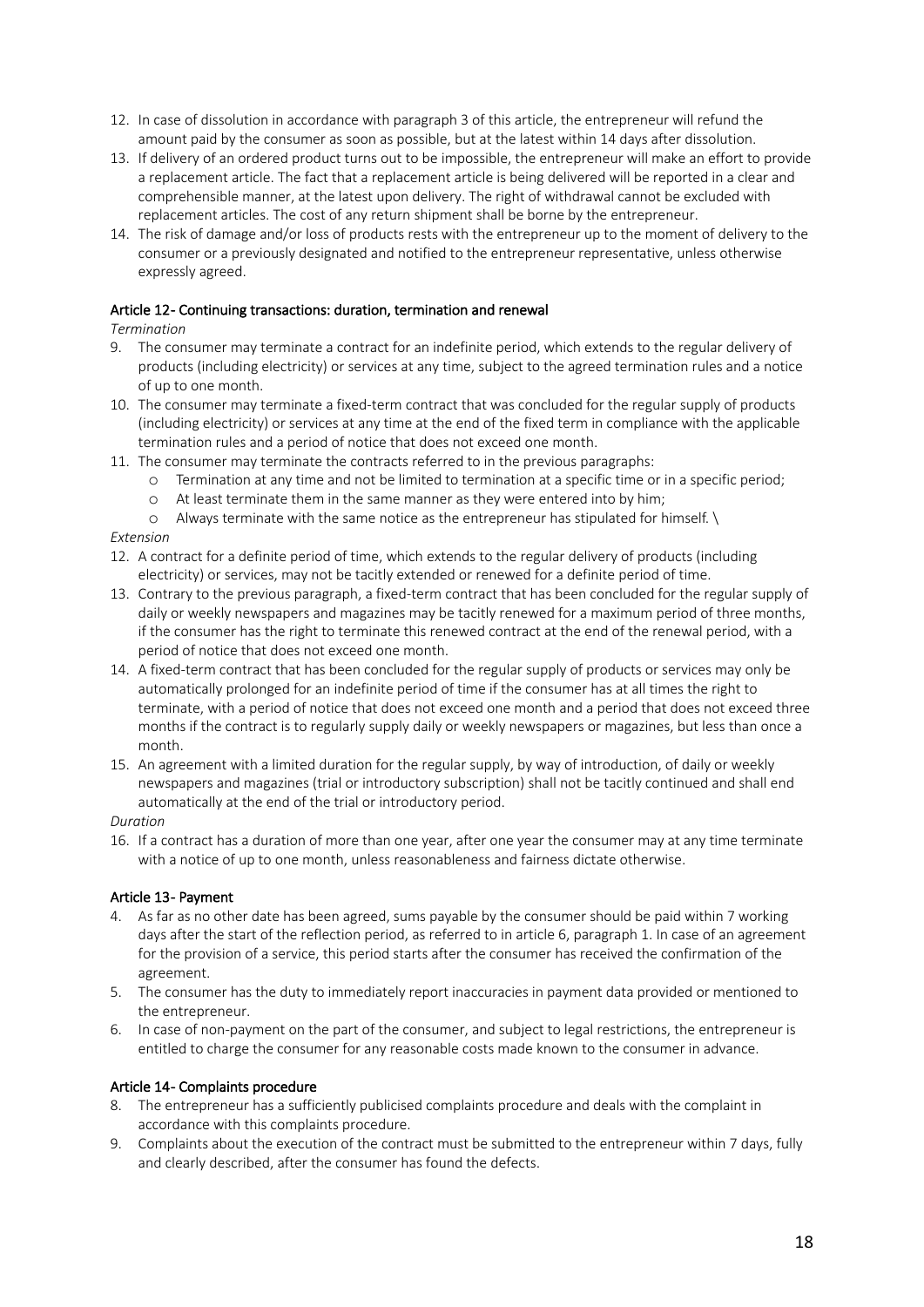12. In case of dissolution in accordance with paragraph 3 of this article, the entrepreneur will refund the amount paid by the consumer as soon as possible, but at the latest within 14 days after dissolution.
13. If delivery of an ordered product turns out to be impossible, the entrepreneur will make an effort to provide a replacement article. The fact that a replacement article is being delivered will be reported in a clear and comprehensible manner, at the latest upon delivery. The right of withdrawal cannot be excluded with replacement articles. The cost of any return shipment shall be borne by the entrepreneur.
14. The risk of damage and/or loss of products rests with the entrepreneur up to the moment of delivery to the consumer or a previously designated and notified to the entrepreneur representative, unless otherwise expressly agreed.

#### Article 12- Continuing transactions: duration, termination and renewal

*Termination*

9. The consumer may terminate a contract for an indefinite period, which extends to the regular delivery of products (including electricity) or services at any time, subject to the agreed termination rules and a notice of up to one month.
10. The consumer may terminate a fixed-term contract that was concluded for the regular supply of products (including electricity) or services at any time at the end of the fixed term in compliance with the applicable termination rules and a period of notice that does not exceed one month.
11. The consumer may terminate the contracts referred to in the previous paragraphs:
    - Termination at any time and not be limited to termination at a specific time or in a specific period;
    - At least terminate them in the same manner as they were entered into by him;
    - Always terminate with the same notice as the entrepreneur has stipulated for himself. \

*Extension*

12. A contract for a definite period of time, which extends to the regular delivery of products (including electricity) or services, may not be tacitly extended or renewed for a definite period of time.
13. Contrary to the previous paragraph, a fixed-term contract that has been concluded for the regular supply of daily or weekly newspapers and magazines may be tacitly renewed for a maximum period of three months, if the consumer has the right to terminate this renewed contract at the end of the renewal period, with a period of notice that does not exceed one month.
14. A fixed-term contract that has been concluded for the regular supply of products or services may only be automatically prolonged for an indefinite period of time if the consumer has at all times the right to terminate, with a period of notice that does not exceed one month and a period that does not exceed three months if the contract is to regularly supply daily or weekly newspapers or magazines, but less than once a month.
15. An agreement with a limited duration for the regular supply, by way of introduction, of daily or weekly newspapers and magazines (trial or introductory subscription) shall not be tacitly continued and shall end automatically at the end of the trial or introductory period.

*Duration*

16. If a contract has a duration of more than one year, after one year the consumer may at any time terminate with a notice of up to one month, unless reasonableness and fairness dictate otherwise.

#### Article 13- Payment

4. As far as no other date has been agreed, sums payable by the consumer should be paid within 7 working days after the start of the reflection period, as referred to in article 6, paragraph 1. In case of an agreement for the provision of a service, this period starts after the consumer has received the confirmation of the agreement.
5. The consumer has the duty to immediately report inaccuracies in payment data provided or mentioned to the entrepreneur.
6. In case of non-payment on the part of the consumer, and subject to legal restrictions, the entrepreneur is entitled to charge the consumer for any reasonable costs made known to the consumer in advance.

#### Article 14- Complaints procedure

8. The entrepreneur has a sufficiently publicised complaints procedure and deals with the complaint in accordance with this complaints procedure.
9. Complaints about the execution of the contract must be submitted to the entrepreneur within 7 days, fully and clearly described, after the consumer has found the defects.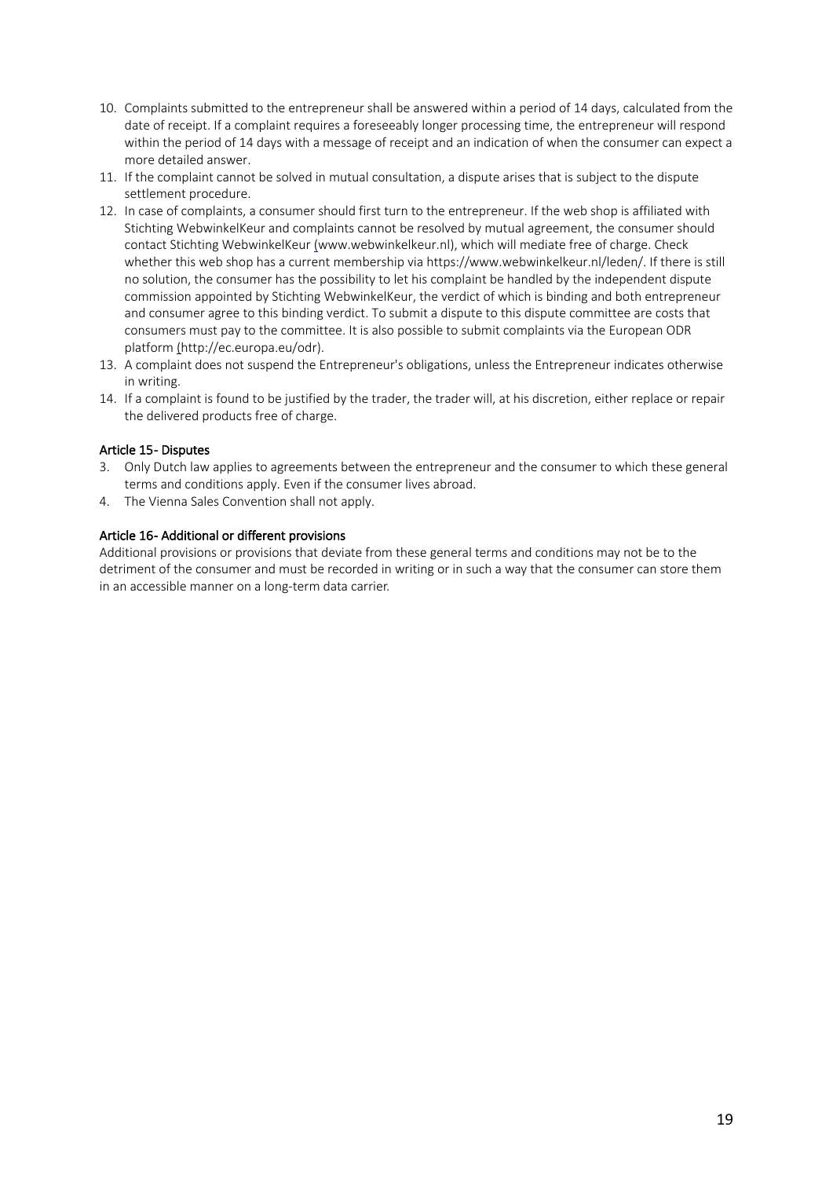10. Complaints submitted to the entrepreneur shall be answered within a period of 14 days, calculated from the date of receipt. If a complaint requires a foreseeably longer processing time, the entrepreneur will respond within the period of 14 days with a message of receipt and an indication of when the consumer can expect a more detailed answer.
11. If the complaint cannot be solved in mutual consultation, a dispute arises that is subject to the dispute settlement procedure.
12. In case of complaints, a consumer should first turn to the entrepreneur. If the web shop is affiliated with Stichting WebwinkelKeur and complaints cannot be resolved by mutual agreement, the consumer should contact Stichting WebwinkelKeur (www.webwinkelkeur.nl), which will mediate free of charge. Check whether this web shop has a current membership via https://www.webwinkelkeur.nl/leden/. If there is still no solution, the consumer has the possibility to let his complaint be handled by the independent dispute commission appointed by Stichting WebwinkelKeur, the verdict of which is binding and both entrepreneur and consumer agree to this binding verdict. To submit a dispute to this dispute committee are costs that consumers must pay to the committee. It is also possible to submit complaints via the European ODR platform (http://ec.europa.eu/odr).
13. A complaint does not suspend the Entrepreneur's obligations, unless the Entrepreneur indicates otherwise in writing.
14. If a complaint is found to be justified by the trader, the trader will, at his discretion, either replace or repair the delivered products free of charge.

### Article 15- Disputes

3. Only Dutch law applies to agreements between the entrepreneur and the consumer to which these general terms and conditions apply. Even if the consumer lives abroad.
4. The Vienna Sales Convention shall not apply.

### Article 16- Additional or different provisions

Additional provisions or provisions that deviate from these general terms and conditions may not be to the detriment of the consumer and must be recorded in writing or in such a way that the consumer can store them in an accessible manner on a long-term data carrier.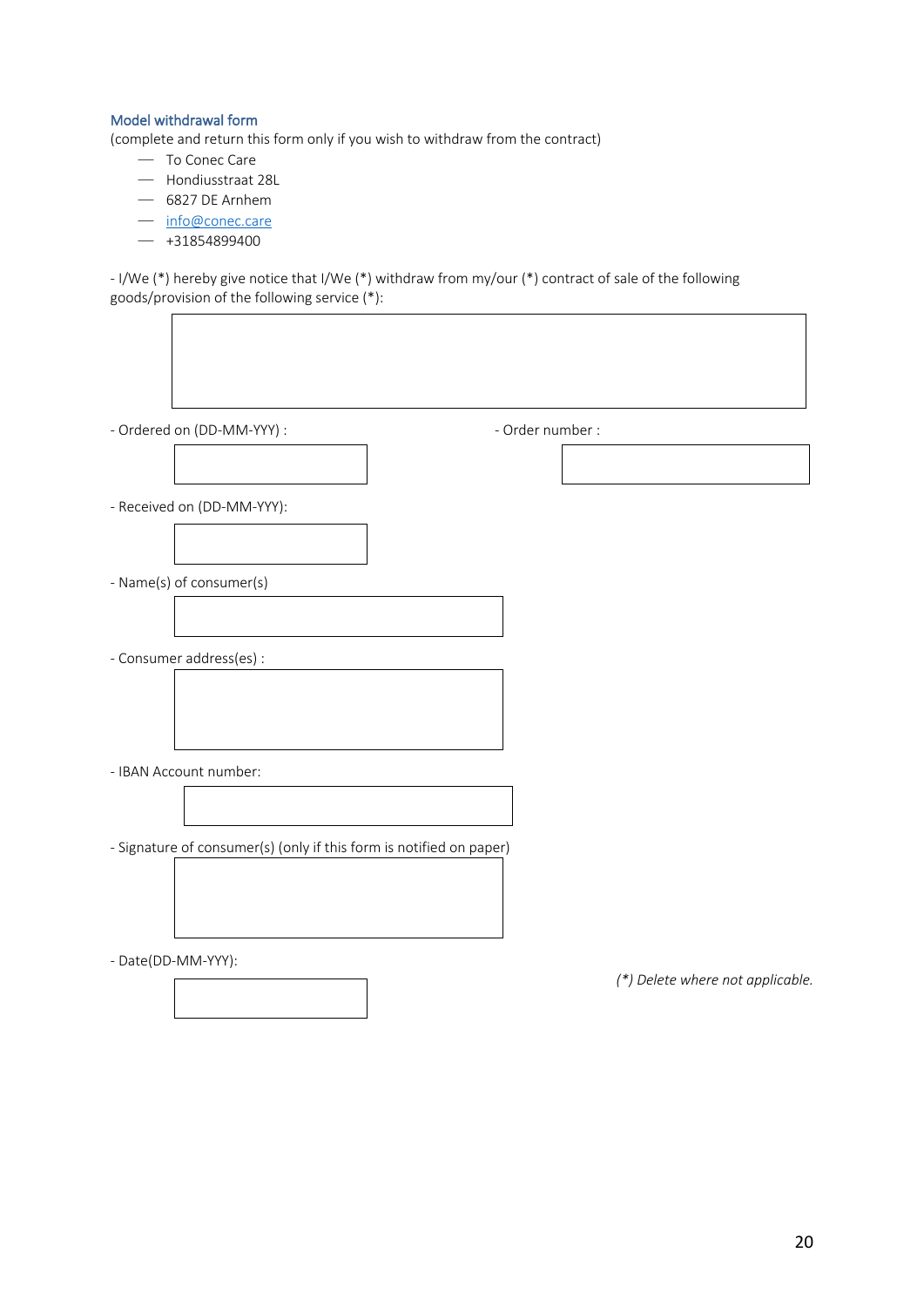## Model withdrawal form

(complete and return this form only if you wish to withdraw from the contract)

- To Conec Care
- Hondiusstraat 28L
- 6827 DE Arnhem
- info@conec.care
- +31854899400

- I/We (*) hereby give notice that I/We (*) withdraw from my/our (*) contract of sale of the following goods/provision of the following service (*):

- Ordered on (DD-MM-YYY) :

- Order number :

- Received on (DD-MM-YYY):

- Name(s) of consumer(s)

- Consumer address(es) :

- IBAN Account number:

- Signature of consumer(s) (only if this form is notified on paper)

- Date(DD-MM-YYY):

*(*) Delete where not applicable.*